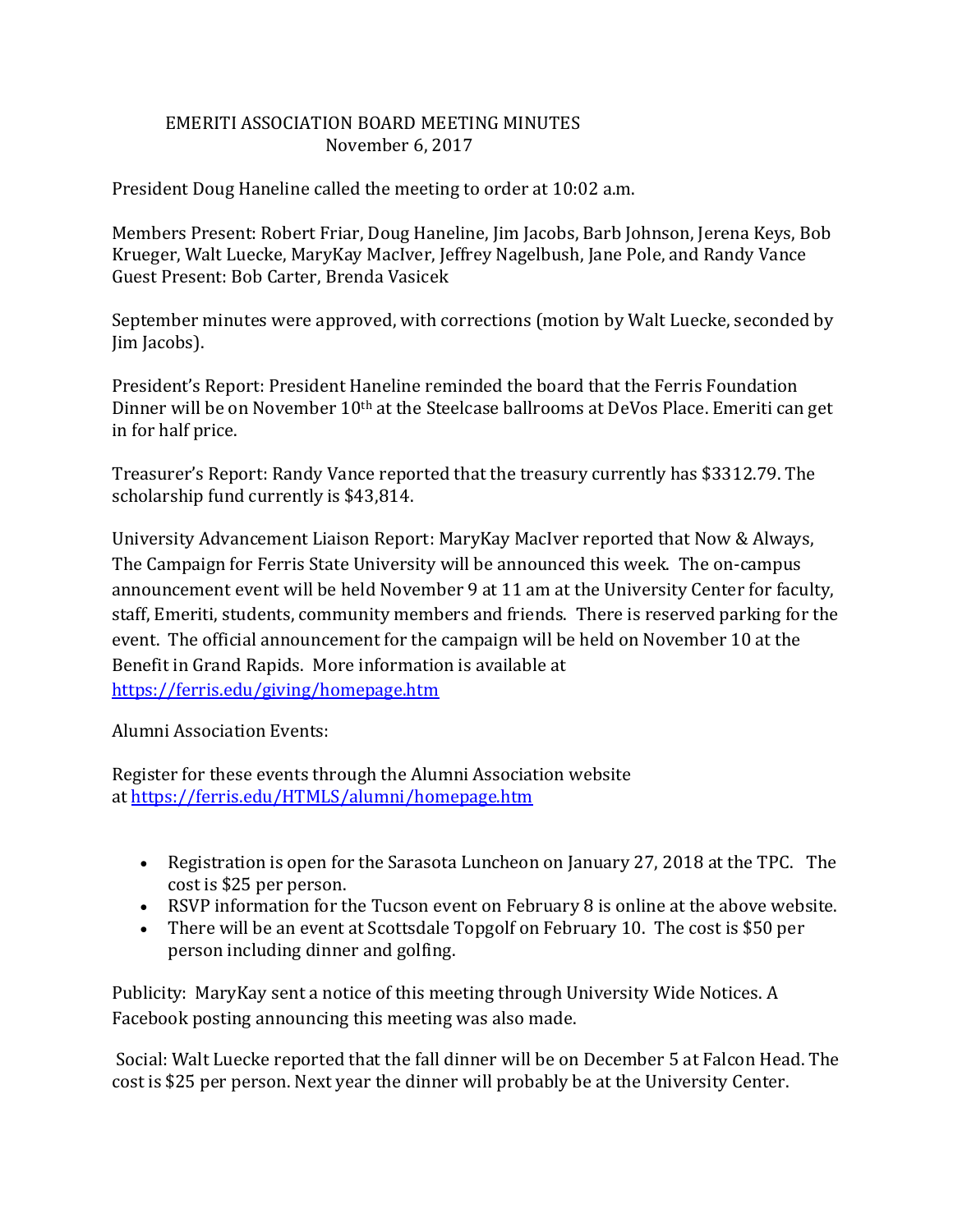# EMERITI ASSOCIATION BOARD MEETING MINUTES
## November 6, 2017

President Doug Haneline called the meeting to order at 10:02 a.m.

Members Present: Robert Friar, Doug Haneline, Jim Jacobs, Barb Johnson, Jerena Keys, Bob Krueger, Walt Luecke, MaryKay MacIver, Jeffrey Nagelbush, Jane Pole, and Randy Vance
Guest Present: Bob Carter, Brenda Vasicek

September minutes were approved, with corrections (motion by Walt Luecke, seconded by Jim Jacobs).

President's Report: President Haneline reminded the board that the Ferris Foundation Dinner will be on November 10th at the Steelcase ballrooms at DeVos Place. Emeriti can get in for half price.

Treasurer's Report: Randy Vance reported that the treasury currently has $3312.79. The scholarship fund currently is $43,814.

University Advancement Liaison Report: MaryKay MacIver reported that Now & Always, The Campaign for Ferris State University will be announced this week. The on-campus announcement event will be held November 9 at 11 am at the University Center for faculty, staff, Emeriti, students, community members and friends. There is reserved parking for the event. The official announcement for the campaign will be held on November 10 at the Benefit in Grand Rapids. More information is available at https://ferris.edu/giving/homepage.htm

Alumni Association Events:

Register for these events through the Alumni Association website at https://ferris.edu/HTMLS/alumni/homepage.htm

- Registration is open for the Sarasota Luncheon on January 27, 2018 at the TPC. The cost is $25 per person.
- RSVP information for the Tucson event on February 8 is online at the above website.
- There will be an event at Scottsdale Topgolf on February 10. The cost is $50 per person including dinner and golfing.

Publicity: MaryKay sent a notice of this meeting through University Wide Notices. A Facebook posting announcing this meeting was also made.

Social: Walt Luecke reported that the fall dinner will be on December 5 at Falcon Head. The cost is $25 per person. Next year the dinner will probably be at the University Center.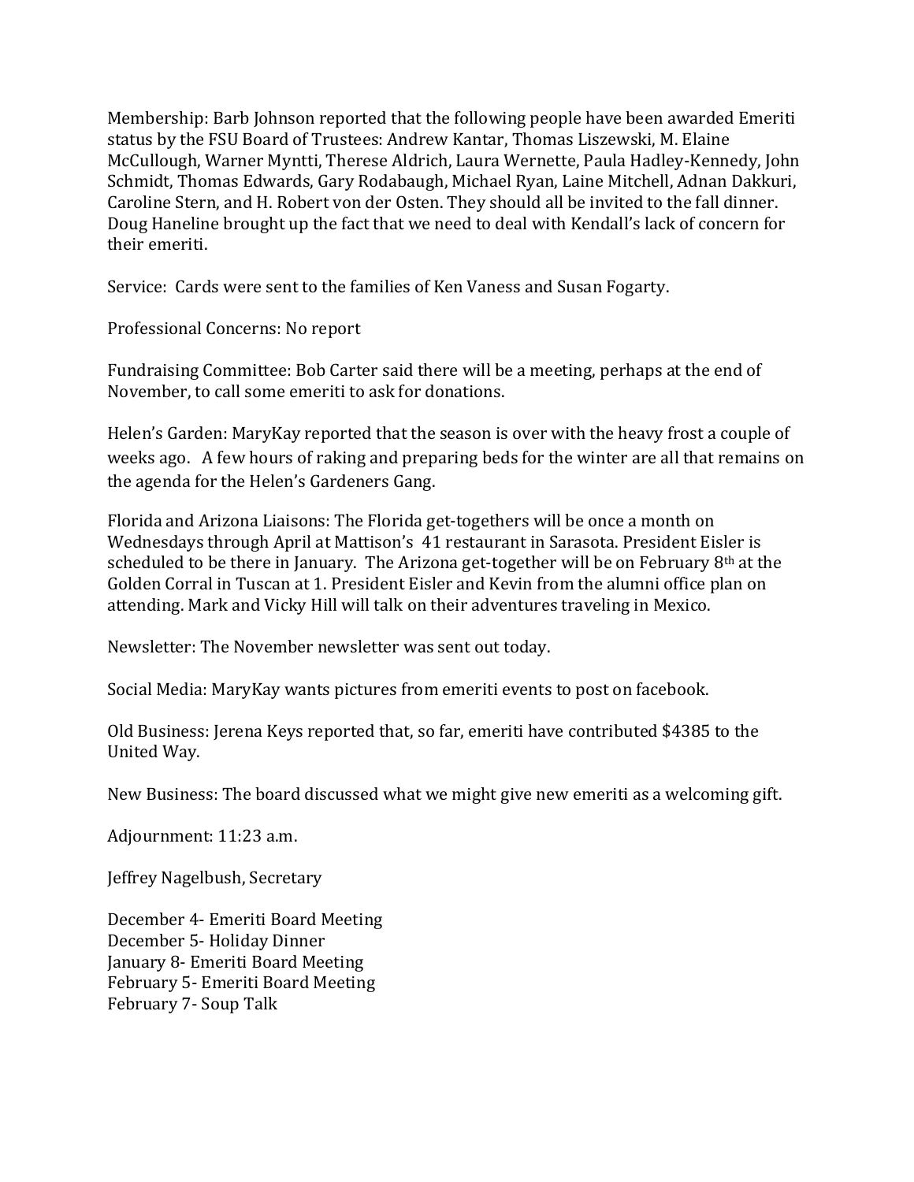Membership: Barb Johnson reported that the following people have been awarded Emeriti status by the FSU Board of Trustees: Andrew Kantar, Thomas Liszewski, M. Elaine McCullough, Warner Myntti, Therese Aldrich, Laura Wernette, Paula Hadley-Kennedy, John Schmidt, Thomas Edwards, Gary Rodabaugh, Michael Ryan, Laine Mitchell, Adnan Dakkuri, Caroline Stern, and H. Robert von der Osten. They should all be invited to the fall dinner. Doug Haneline brought up the fact that we need to deal with Kendall's lack of concern for their emeriti.

Service: Cards were sent to the families of Ken Vaness and Susan Fogarty.

Professional Concerns: No report

Fundraising Committee: Bob Carter said there will be a meeting, perhaps at the end of November, to call some emeriti to ask for donations.

Helen's Garden: MaryKay reported that the season is over with the heavy frost a couple of weeks ago. A few hours of raking and preparing beds for the winter are all that remains on the agenda for the Helen's Gardeners Gang.

Florida and Arizona Liaisons: The Florida get-togethers will be once a month on Wednesdays through April at Mattison's 41 restaurant in Sarasota. President Eisler is scheduled to be there in January. The Arizona get-together will be on February 8th at the Golden Corral in Tuscan at 1. President Eisler and Kevin from the alumni office plan on attending. Mark and Vicky Hill will talk on their adventures traveling in Mexico.

Newsletter: The November newsletter was sent out today.

Social Media: MaryKay wants pictures from emeriti events to post on facebook.

Old Business: Jerena Keys reported that, so far, emeriti have contributed $4385 to the United Way.

New Business: The board discussed what we might give new emeriti as a welcoming gift.

Adjournment: 11:23 a.m.

Jeffrey Nagelbush, Secretary

December 4- Emeriti Board Meeting
December 5- Holiday Dinner
January 8- Emeriti Board Meeting
February 5- Emeriti Board Meeting
February 7- Soup Talk